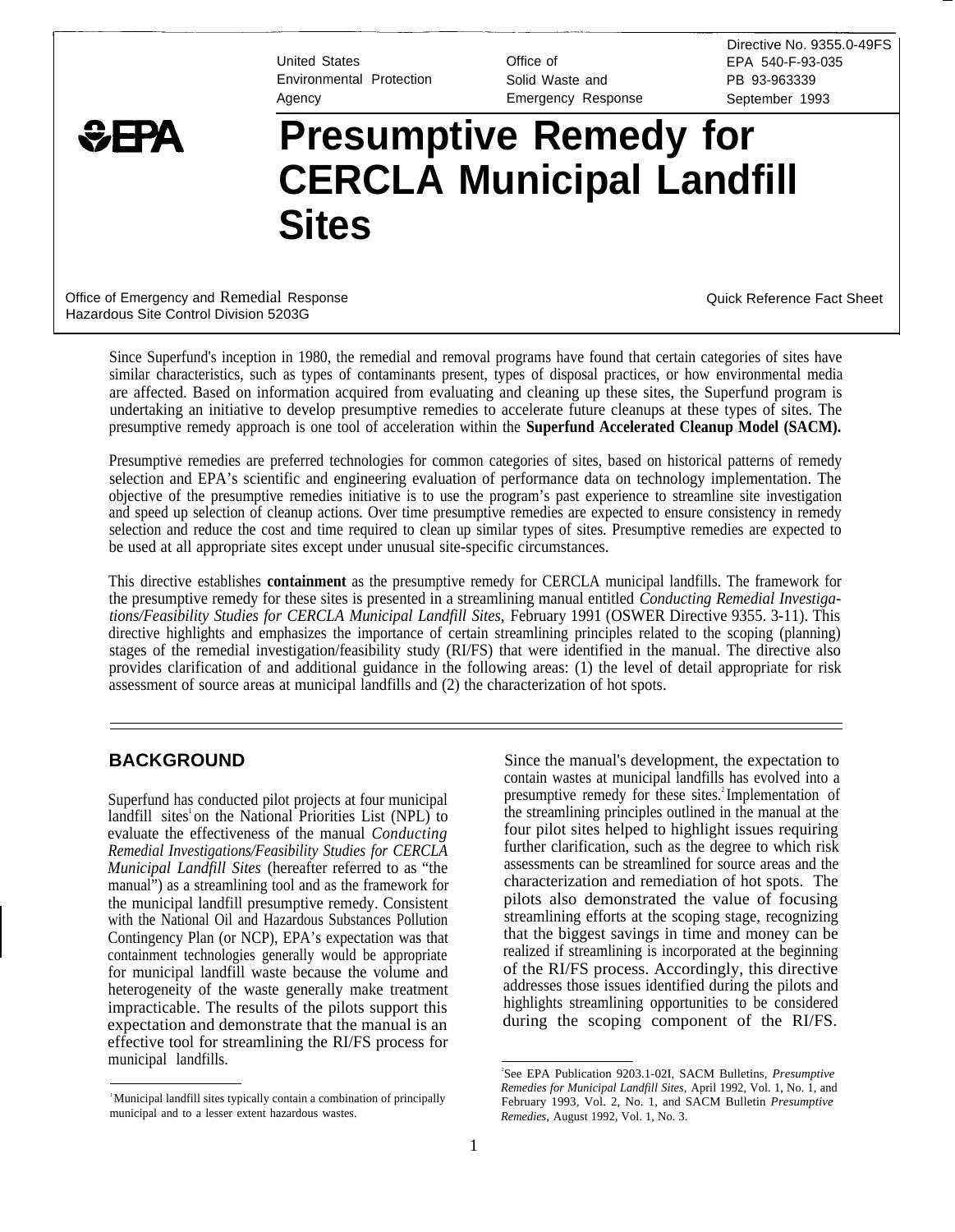United States Environmental Protection Agency

Office of Solid Waste and Emergency Response

Directive No. 9355.0-49FS
EPA 540-F-93-035
PB 93-963339
September 1993

# Presumptive Remedy for CERCLA Municipal Landfill Sites

Office of Emergency and Remedial Response
Hazardous Site Control Division 5203G

Quick Reference Fact Sheet

Since Superfund's inception in 1980, the remedial and removal programs have found that certain categories of sites have similar characteristics, such as types of contaminants present, types of disposal practices, or how environmental media are affected. Based on information acquired from evaluating and cleaning up these sites, the Superfund program is undertaking an initiative to develop presumptive remedies to accelerate future cleanups at these types of sites. The presumptive remedy approach is one tool of acceleration within the **Superfund Accelerated Cleanup Model (SACM).**

Presumptive remedies are preferred technologies for common categories of sites, based on historical patterns of remedy selection and EPA's scientific and engineering evaluation of performance data on technology implementation. The objective of the presumptive remedies initiative is to use the program's past experience to streamline site investigation and speed up selection of cleanup actions. Over time presumptive remedies are expected to ensure consistency in remedy selection and reduce the cost and time required to clean up similar types of sites. Presumptive remedies are expected to be used at all appropriate sites except under unusual site-specific circumstances.

This directive establishes **containment** as the presumptive remedy for CERCLA municipal landfills. The framework for the presumptive remedy for these sites is presented in a streamlining manual entitled *Conducting Remedial Investigations/Feasibility Studies for CERCLA Municipal Landfill Sites,* February 1991 (OSWER Directive 9355. 3-11). This directive highlights and emphasizes the importance of certain streamlining principles related to the scoping (planning) stages of the remedial investigation/feasibility study (RI/FS) that were identified in the manual. The directive also provides clarification of and additional guidance in the following areas: (1) the level of detail appropriate for risk assessment of source areas at municipal landfills and (2) the characterization of hot spots.

## BACKGROUND

Superfund has conducted pilot projects at four municipal landfill sites[1] on the National Priorities List (NPL) to evaluate the effectiveness of the manual *Conducting Remedial Investigations/Feasibility Studies for CERCLA Municipal Landfill Sites* (hereafter referred to as "the manual") as a streamlining tool and as the framework for the municipal landfill presumptive remedy. Consistent with the National Oil and Hazardous Substances Pollution Contingency Plan (or NCP), EPA's expectation was that containment technologies generally would be appropriate for municipal landfill waste because the volume and heterogeneity of the waste generally make treatment impracticable. The results of the pilots support this expectation and demonstrate that the manual is an effective tool for streamlining the RI/FS process for municipal landfills.

Since the manual's development, the expectation to contain wastes at municipal landfills has evolved into a presumptive remedy for these sites.[2] Implementation of the streamlining principles outlined in the manual at the four pilot sites helped to highlight issues requiring further clarification, such as the degree to which risk assessments can be streamlined for source areas and the characterization and remediation of hot spots. The pilots also demonstrated the value of focusing streamlining efforts at the scoping stage, recognizing that the biggest savings in time and money can be realized if streamlining is incorporated at the beginning of the RI/FS process. Accordingly, this directive addresses those issues identified during the pilots and highlights streamlining opportunities to be considered during the scoping component of the RI/FS.

[1] Municipal landfill sites typically contain a combination of principally municipal and to a lesser extent hazardous wastes.

[2] See EPA Publication 9203.1-02I, SACM Bulletins, *Presumptive Remedies for Municipal Landfill Sites,* April 1992, Vol. 1, No. 1, and February 1993, Vol. 2, No. 1, and SACM Bulletin *Presumptive Remedies,* August 1992, Vol. 1, No. 3.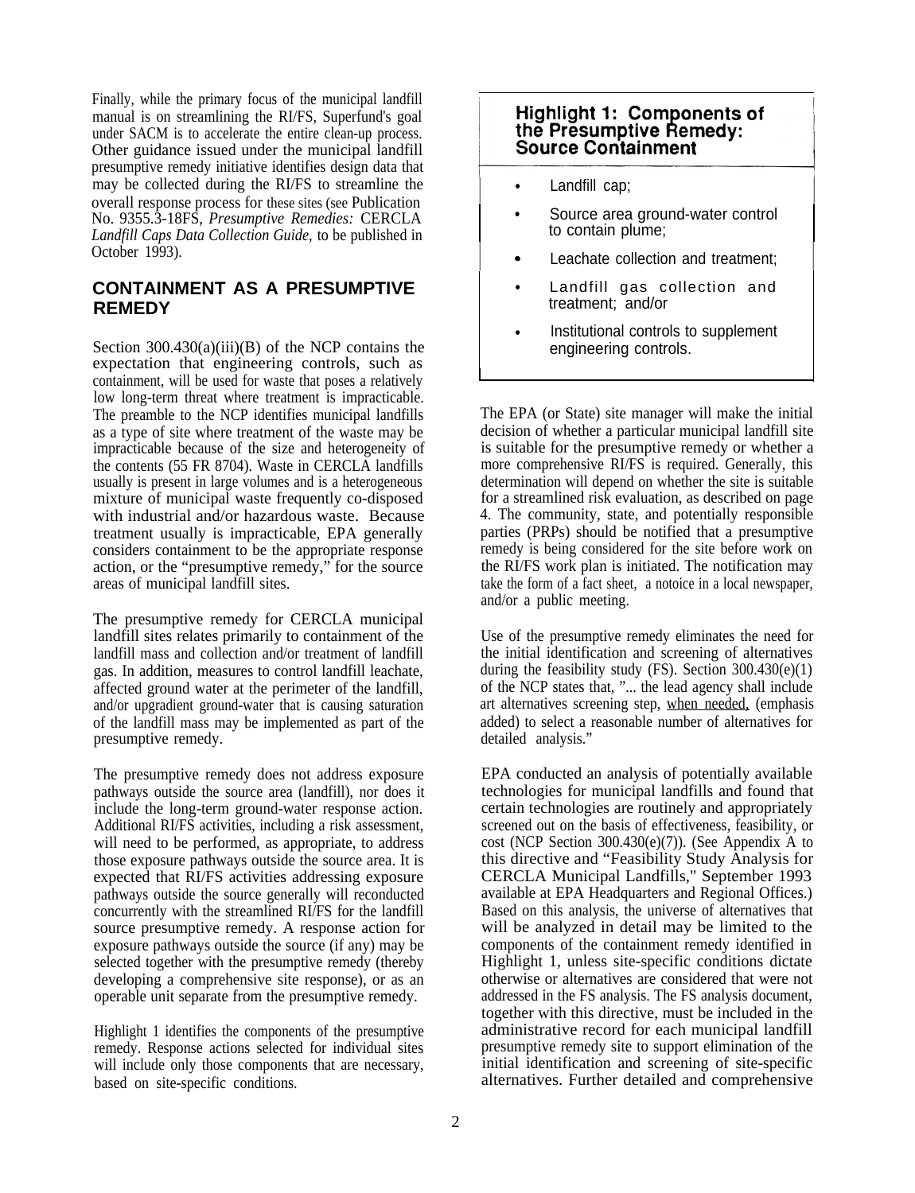Finally, while the primary focus of the municipal landfill manual is on streamlining the RI/FS, Superfund's goal under SACM is to accelerate the entire clean-up process. Other guidance issued under the municipal landfill presumptive remedy initiative identifies design data that may be collected during the RI/FS to streamline the overall response process for these sites (see Publication No. 9355.3-18FS, *Presumptive Remedies:* CERCLA *Landfill Caps Data Collection Guide,* to be published in October 1993).

## CONTAINMENT AS A PRESUMPTIVE REMEDY

Section 300.430(a)(iii)(B) of the NCP contains the expectation that engineering controls, such as containment, will be used for waste that poses a relatively low long-term threat where treatment is impracticable. The preamble to the NCP identifies municipal landfills as a type of site where treatment of the waste may be impracticable because of the size and heterogeneity of the contents (55 FR 8704). Waste in CERCLA landfills usually is present in large volumes and is a heterogeneous mixture of municipal waste frequently co-disposed with industrial and/or hazardous waste. Because treatment usually is impracticable, EPA generally considers containment to be the appropriate response action, or the "presumptive remedy," for the source areas of municipal landfill sites.

The presumptive remedy for CERCLA municipal landfill sites relates primarily to containment of the landfill mass and collection and/or treatment of landfill gas. In addition, measures to control landfill leachate, affected ground water at the perimeter of the landfill, and/or upgradient ground-water that is causing saturation of the landfill mass may be implemented as part of the presumptive remedy.

The presumptive remedy does not address exposure pathways outside the source area (landfill), nor does it include the long-term ground-water response action. Additional RI/FS activities, including a risk assessment, will need to be performed, as appropriate, to address those exposure pathways outside the source area. It is expected that RI/FS activities addressing exposure pathways outside the source generally will reconducted concurrently with the streamlined RI/FS for the landfill source presumptive remedy. A response action for exposure pathways outside the source (if any) may be selected together with the presumptive remedy (thereby developing a comprehensive site response), or as an operable unit separate from the presumptive remedy.

Highlight 1 identifies the components of the presumptive remedy. Response actions selected for individual sites will include only those components that are necessary, based on site-specific conditions.

### Highlight 1: Components of the Presumptive Remedy: Source Containment

- Landfill cap;
- Source area ground-water control to contain plume;
- Leachate collection and treatment;
- Landfill gas collection and treatment; and/or
- Institutional controls to supplement engineering controls.

The EPA (or State) site manager will make the initial decision of whether a particular municipal landfill site is suitable for the presumptive remedy or whether a more comprehensive RI/FS is required. Generally, this determination will depend on whether the site is suitable for a streamlined risk evaluation, as described on page 4. The community, state, and potentially responsible parties (PRPs) should be notified that a presumptive remedy is being considered for the site before work on the RI/FS work plan is initiated. The notification may take the form of a fact sheet, a notoice in a local newspaper, and/or a public meeting.

Use of the presumptive remedy eliminates the need for the initial identification and screening of alternatives during the feasibility study (FS). Section 300.430(e)(1) of the NCP states that, "... the lead agency shall include art alternatives screening step, <u>when needed,</u> (emphasis added) to select a reasonable number of alternatives for detailed analysis."

EPA conducted an analysis of potentially available technologies for municipal landfills and found that certain technologies are routinely and appropriately screened out on the basis of effectiveness, feasibility, or cost (NCP Section 300.430(e)(7)). (See Appendix A to this directive and "Feasibility Study Analysis for CERCLA Municipal Landfills," September 1993 available at EPA Headquarters and Regional Offices.) Based on this analysis, the universe of alternatives that will be analyzed in detail may be limited to the components of the containment remedy identified in Highlight 1, unless site-specific conditions dictate otherwise or alternatives are considered that were not addressed in the FS analysis. The FS analysis document, together with this directive, must be included in the administrative record for each municipal landfill presumptive remedy site to support elimination of the initial identification and screening of site-specific alternatives. Further detailed and comprehensive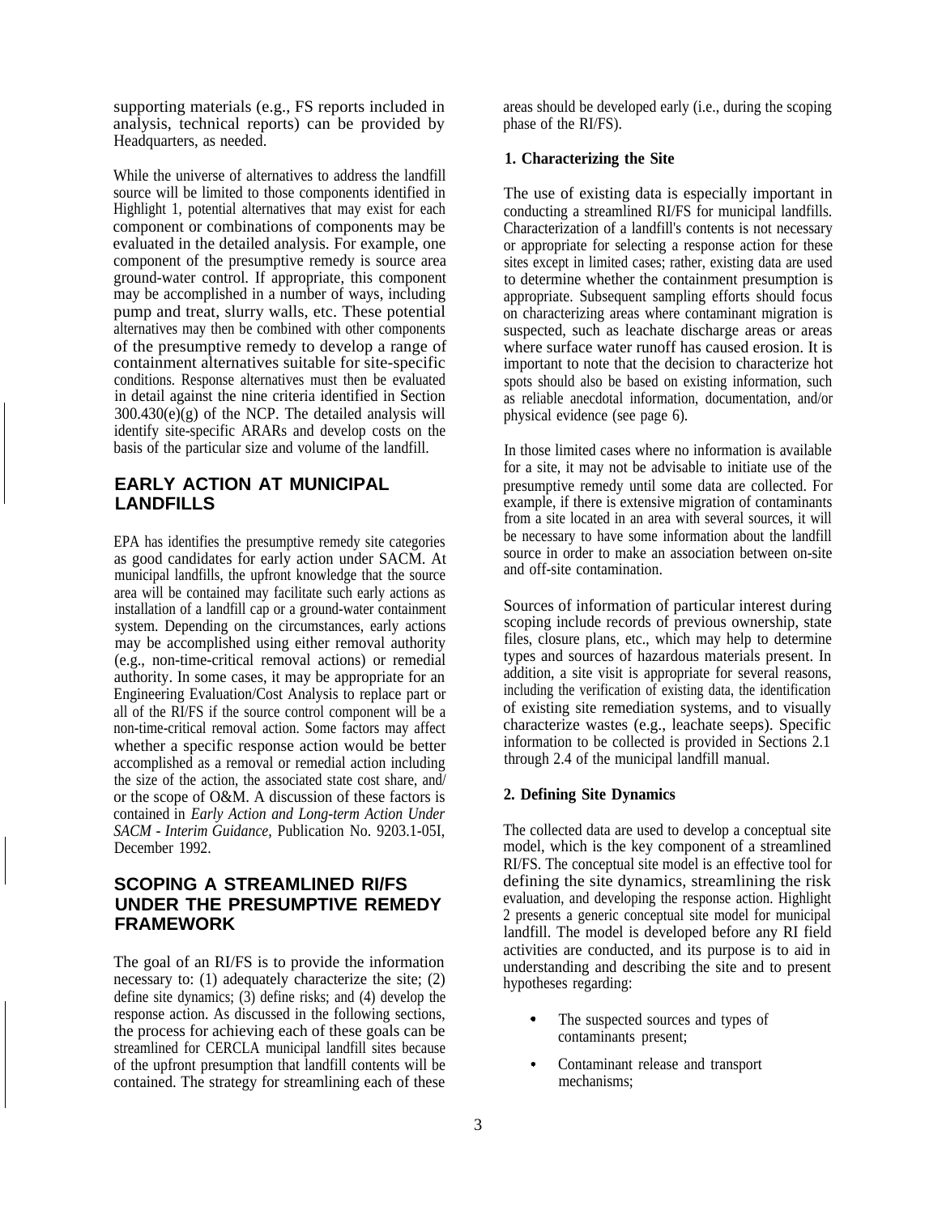supporting materials (e.g., FS reports included in analysis, technical reports) can be provided by Headquarters, as needed.

While the universe of alternatives to address the landfill source will be limited to those components identified in Highlight 1, potential alternatives that may exist for each component or combinations of components may be evaluated in the detailed analysis. For example, one component of the presumptive remedy is source area ground-water control. If appropriate, this component may be accomplished in a number of ways, including pump and treat, slurry walls, etc. These potential alternatives may then be combined with other components of the presumptive remedy to develop a range of containment alternatives suitable for site-specific conditions. Response alternatives must then be evaluated in detail against the nine criteria identified in Section 300.430(e)(g) of the NCP. The detailed analysis will identify site-specific ARARs and develop costs on the basis of the particular size and volume of the landfill.

## EARLY ACTION AT MUNICIPAL LANDFILLS

EPA has identifies the presumptive remedy site categories as good candidates for early action under SACM. At municipal landfills, the upfront knowledge that the source area will be contained may facilitate such early actions as installation of a landfill cap or a ground-water containment system. Depending on the circumstances, early actions may be accomplished using either removal authority (e.g., non-time-critical removal actions) or remedial authority. In some cases, it may be appropriate for an Engineering Evaluation/Cost Analysis to replace part or all of the RI/FS if the source control component will be a non-time-critical removal action. Some factors may affect whether a specific response action would be better accomplished as a removal or remedial action including the size of the action, the associated state cost share, and/ or the scope of O&M. A discussion of these factors is contained in *Early Action and Long-term Action Under SACM - Interim Guidance*, Publication No. 9203.1-05I, December 1992.

## SCOPING A STREAMLINED RI/FS UNDER THE PRESUMPTIVE REMEDY FRAMEWORK

The goal of an RI/FS is to provide the information necessary to: (1) adequately characterize the site; (2) define site dynamics; (3) define risks; and (4) develop the response action. As discussed in the following sections, the process for achieving each of these goals can be streamlined for CERCLA municipal landfill sites because of the upfront presumption that landfill contents will be contained. The strategy for streamlining each of these areas should be developed early (i.e., during the scoping phase of the RI/FS).

### 1. Characterizing the Site

The use of existing data is especially important in conducting a streamlined RI/FS for municipal landfills. Characterization of a landfill's contents is not necessary or appropriate for selecting a response action for these sites except in limited cases; rather, existing data are used to determine whether the containment presumption is appropriate. Subsequent sampling efforts should focus on characterizing areas where contaminant migration is suspected, such as leachate discharge areas or areas where surface water runoff has caused erosion. It is important to note that the decision to characterize hot spots should also be based on existing information, such as reliable anecdotal information, documentation, and/or physical evidence (see page 6).

In those limited cases where no information is available for a site, it may not be advisable to initiate use of the presumptive remedy until some data are collected. For example, if there is extensive migration of contaminants from a site located in an area with several sources, it will be necessary to have some information about the landfill source in order to make an association between on-site and off-site contamination.

Sources of information of particular interest during scoping include records of previous ownership, state files, closure plans, etc., which may help to determine types and sources of hazardous materials present. In addition, a site visit is appropriate for several reasons, including the verification of existing data, the identification of existing site remediation systems, and to visually characterize wastes (e.g., leachate seeps). Specific information to be collected is provided in Sections 2.1 through 2.4 of the municipal landfill manual.

### 2. Defining Site Dynamics

The collected data are used to develop a conceptual site model, which is the key component of a streamlined RI/FS. The conceptual site model is an effective tool for defining the site dynamics, streamlining the risk evaluation, and developing the response action. Highlight 2 presents a generic conceptual site model for municipal landfill. The model is developed before any RI field activities are conducted, and its purpose is to aid in understanding and describing the site and to present hypotheses regarding:

- The suspected sources and types of contaminants present;
- Contaminant release and transport mechanisms;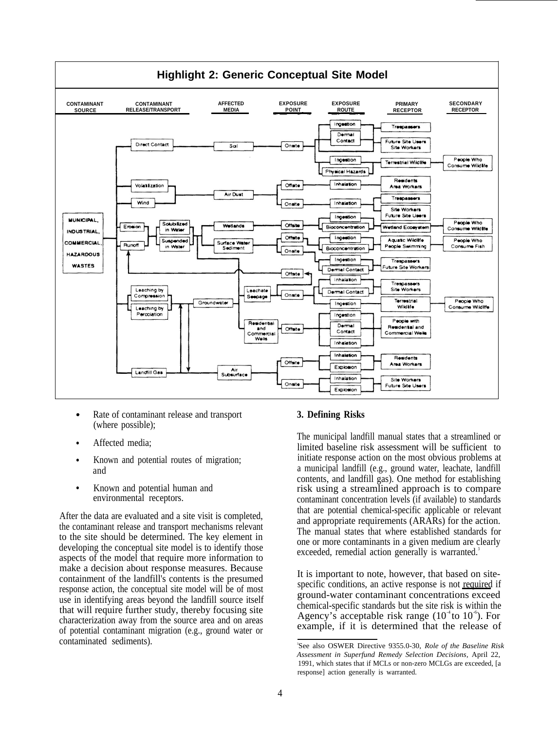**Highlight 2: Generic Conceptual Site Model**

| CONTAMINANT SOURCE | CONTAMINANT RELEASE/TRANSPORT | AFFECTED MEDIA | EXPOSURE POINT | EXPOSURE ROUTE | PRIMARY RECEPTOR | SECONDARY RECEPTOR |
|---|---|---|---|---|---|---|
| MUNICIPAL, INDUSTRIAL, COMMERCIAL, HAZARDOUS WASTES | Direct Contact | Soil | Onsite | Ingestion; Dermal Contact | Trespassers; Future Site Users, Site Workers | |
| | | | | Ingestion; Physical Hazards | Terrestrial Wildlife | People Who Consume Wildlife |
| | Volatilization; Wind | Air Dust | Offsite | Inhalation | Residents, Area Workers | |
| | | | Onsite | Inhalation | Trespassers; Site Workers, Future Site Users | |
| | Erosion; Runoff → Solubilized in Water; Suspended in Water | Wetlands | Offsite | Ingestion; Bioconcentration | Wetland Ecosystem | People Who Consume Wildlife |
| | | Surface Water Sediment | Offsite | Ingestion; Bioconcentration | Aquatic Wildlife, People Swimming | People Who Consume Fish |
| | | | Onsite | Ingestion; Dermal Contact | Trespassers, Future Site Workers | |
| | Leaching by Compression; Leaching by Percolation → Groundwater | Leachate Seepage | Offsite | | | |
| | | | Onsite | Inhalation; Dermal Contact | Trespassers, Site Workers | |
| | | | | Ingestion | Terrestrial Wildlife | People Who Consume Wildlife |
| | | Residential and Commercial Wells | Offsite | Ingestion; Dermal Contact; Inhalation | People with Residential and Commercial Wells | |
| | Landfill Gas | Air Subsurface | Offsite | Inhalation; Explosion | Residents, Area Workers | |
| | | | Onsite | Inhalation; Explosion | Site Workers, Future Site Users | |

- Rate of contaminant release and transport (where possible);
- Affected media;
- Known and potential routes of migration; and
- Known and potential human and environmental receptors.

After the data are evaluated and a site visit is completed, the contaminant release and transport mechanisms relevant to the site should be determined. The key element in developing the conceptual site model is to identify those aspects of the model that require more information to make a decision about response measures. Because containment of the landfill's contents is the presumed response action, the conceptual site model will be of most use in identifying areas beyond the landfill source itself that will require further study, thereby focusing site characterization away from the source area and on areas of potential contaminant migration (e.g., ground water or contaminated sediments).

### 3. Defining Risks

The municipal landfill manual states that a streamlined or limited baseline risk assessment will be sufficient to initiate response action on the most obvious problems at a municipal landfill (e.g., ground water, leachate, landfill contents, and landfill gas). One method for establishing risk using a streamlined approach is to compare contaminant concentration levels (if available) to standards that are potential chemical-specific applicable or relevant and appropriate requirements (ARARs) for the action. The manual states that where established standards for one or more contaminants in a given medium are clearly exceeded, remedial action generally is warranted.[3]

It is important to note, however, that based on site-specific conditions, an active response is not required if ground-water contaminant concentrations exceed chemical-specific standards but the site risk is within the Agency's acceptable risk range ($10^{-4}$ to $10^{-6}$). For example, if it is determined that the release of

[3] See also OSWER Directive 9355.0-30, *Role of the Baseline Risk Assessment in Superfund Remedy Selection Decisions*, April 22, 1991, which states that if MCLs or non-zero MCLGs are exceeded, [a response] action generally is warranted.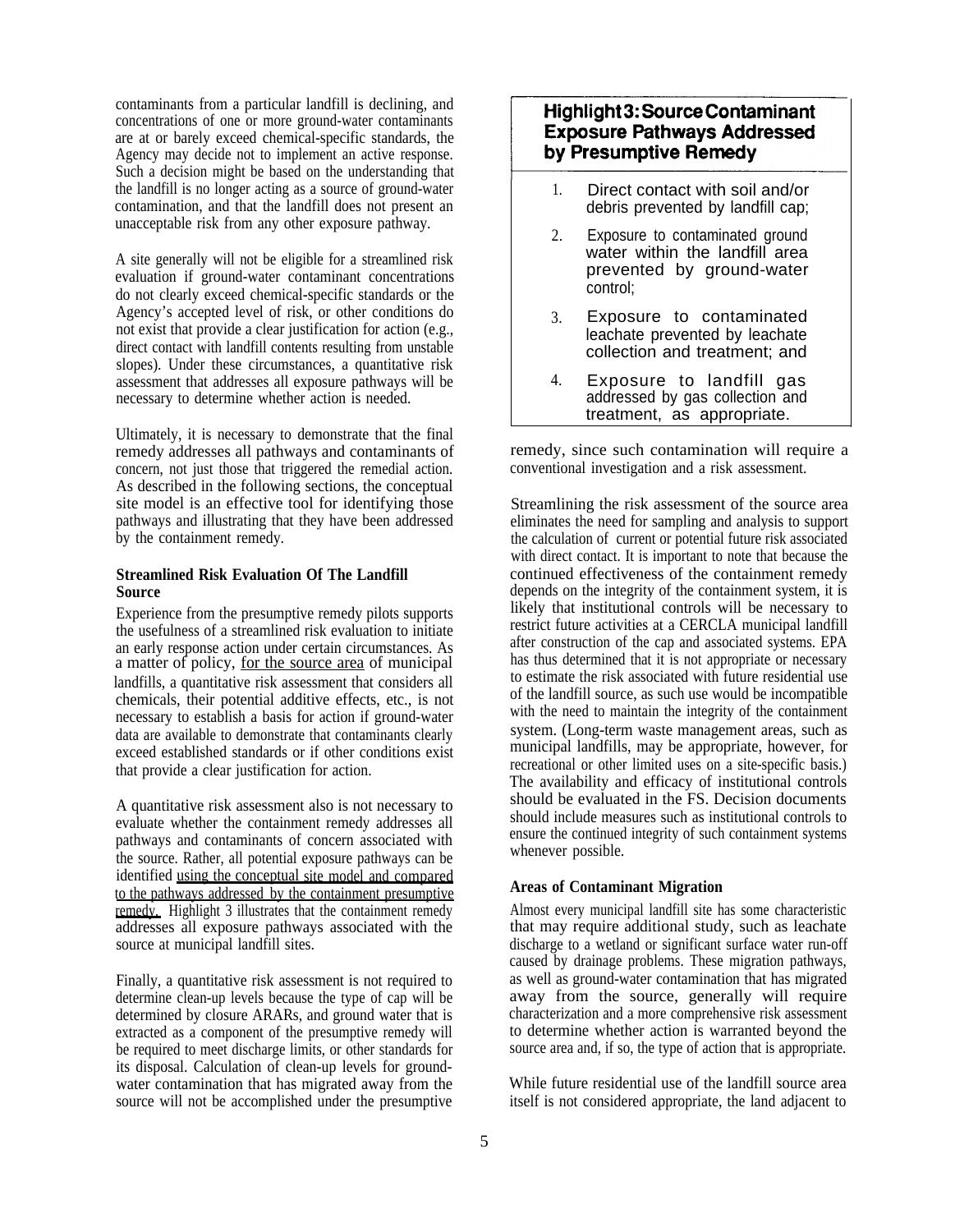contaminants from a particular landfill is declining, and concentrations of one or more ground-water contaminants are at or barely exceed chemical-specific standards, the Agency may decide not to implement an active response. Such a decision might be based on the understanding that the landfill is no longer acting as a source of ground-water contamination, and that the landfill does not present an unacceptable risk from any other exposure pathway.

A site generally will not be eligible for a streamlined risk evaluation if ground-water contaminant concentrations do not clearly exceed chemical-specific standards or the Agency's accepted level of risk, or other conditions do not exist that provide a clear justification for action (e.g., direct contact with landfill contents resulting from unstable slopes). Under these circumstances, a quantitative risk assessment that addresses all exposure pathways will be necessary to determine whether action is needed.

Ultimately, it is necessary to demonstrate that the final remedy addresses all pathways and contaminants of concern, not just those that triggered the remedial action. As described in the following sections, the conceptual site model is an effective tool for identifying those pathways and illustrating that they have been addressed by the containment remedy.

**Streamlined Risk Evaluation Of The Landfill Source**

Experience from the presumptive remedy pilots supports the usefulness of a streamlined risk evaluation to initiate an early response action under certain circumstances. As a matter of policy, <u>for the source area</u> of municipal landfills, a quantitative risk assessment that considers all chemicals, their potential additive effects, etc., is not necessary to establish a basis for action if ground-water data are available to demonstrate that contaminants clearly exceed established standards or if other conditions exist that provide a clear justification for action.

A quantitative risk assessment also is not necessary to evaluate whether the containment remedy addresses all pathways and contaminants of concern associated with the source. Rather, all potential exposure pathways can be identified <u>using the conceptual site model and compared to the pathways addressed by the containment presumptive remedy.</u> Highlight 3 illustrates that the containment remedy addresses all exposure pathways associated with the source at municipal landfill sites.

Finally, a quantitative risk assessment is not required to determine clean-up levels because the type of cap will be determined by closure ARARs, and ground water that is extracted as a component of the presumptive remedy will be required to meet discharge limits, or other standards for its disposal. Calculation of clean-up levels for ground-water contamination that has migrated away from the source will not be accomplished under the presumptive remedy, since such contamination will require a conventional investigation and a risk assessment.

> **Highlight 3: Source Contaminant Exposure Pathways Addressed by Presumptive Remedy**
>
> 1. Direct contact with soil and/or debris prevented by landfill cap;
> 2. Exposure to contaminated ground water within the landfill area prevented by ground-water control;
> 3. Exposure to contaminated leachate prevented by leachate collection and treatment; and
> 4. Exposure to landfill gas addressed by gas collection and treatment, as appropriate.

Streamlining the risk assessment of the source area eliminates the need for sampling and analysis to support the calculation of current or potential future risk associated with direct contact. It is important to note that because the continued effectiveness of the containment remedy depends on the integrity of the containment system, it is likely that institutional controls will be necessary to restrict future activities at a CERCLA municipal landfill after construction of the cap and associated systems. EPA has thus determined that it is not appropriate or necessary to estimate the risk associated with future residential use of the landfill source, as such use would be incompatible with the need to maintain the integrity of the containment system. (Long-term waste management areas, such as municipal landfills, may be appropriate, however, for recreational or other limited uses on a site-specific basis.) The availability and efficacy of institutional controls should be evaluated in the FS. Decision documents should include measures such as institutional controls to ensure the continued integrity of such containment systems whenever possible.

**Areas of Contaminant Migration**

Almost every municipal landfill site has some characteristic that may require additional study, such as leachate discharge to a wetland or significant surface water run-off caused by drainage problems. These migration pathways, as well as ground-water contamination that has migrated away from the source, generally will require characterization and a more comprehensive risk assessment to determine whether action is warranted beyond the source area and, if so, the type of action that is appropriate.

While future residential use of the landfill source area itself is not considered appropriate, the land adjacent to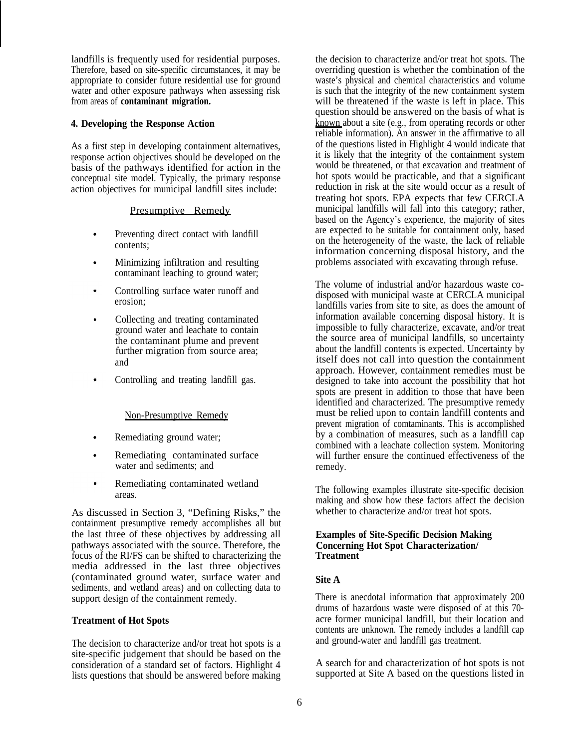landfills is frequently used for residential purposes. Therefore, based on site-specific circumstances, it may be appropriate to consider future residential use for ground water and other exposure pathways when assessing risk from areas of **contaminant migration.**

### 4. Developing the Response Action

As a first step in developing containment alternatives, response action objectives should be developed on the basis of the pathways identified for action in the conceptual site model. Typically, the primary response action objectives for municipal landfill sites include:

Presumptive Remedy

- Preventing direct contact with landfill contents;
- Minimizing infiltration and resulting contaminant leaching to ground water;
- Controlling surface water runoff and erosion;
- Collecting and treating contaminated ground water and leachate to contain the contaminant plume and prevent further migration from source area; and
- Controlling and treating landfill gas.

Non-Presumptive Remedy

- Remediating ground water;
- Remediating contaminated surface water and sediments; and
- Remediating contaminated wetland areas.

As discussed in Section 3, "Defining Risks," the containment presumptive remedy accomplishes all but the last three of these objectives by addressing all pathways associated with the source. Therefore, the focus of the RI/FS can be shifted to characterizing the media addressed in the last three objectives (contaminated ground water, surface water and sediments, and wetland areas) and on collecting data to support design of the containment remedy.

#### Treatment of Hot Spots

The decision to characterize and/or treat hot spots is a site-specific judgement that should be based on the consideration of a standard set of factors. Highlight 4 lists questions that should be answered before making the decision to characterize and/or treat hot spots. The overriding question is whether the combination of the waste's physical and chemical characteristics and volume is such that the integrity of the new containment system will be threatened if the waste is left in place. This question should be answered on the basis of what is known about a site (e.g., from operating records or other reliable information). An answer in the affirmative to all of the questions listed in Highlight 4 would indicate that it is likely that the integrity of the containment system would be threatened, or that excavation and treatment of hot spots would be practicable, and that a significant reduction in risk at the site would occur as a result of treating hot spots. EPA expects that few CERCLA municipal landfills will fall into this category; rather, based on the Agency's experience, the majority of sites are expected to be suitable for containment only, based on the heterogeneity of the waste, the lack of reliable information concerning disposal history, and the problems associated with excavating through refuse.

The volume of industrial and/or hazardous waste co-disposed with municipal waste at CERCLA municipal landfills varies from site to site, as does the amount of information available concerning disposal history. It is impossible to fully characterize, excavate, and/or treat the source area of municipal landfills, so uncertainty about the landfill contents is expected. Uncertainty by itself does not call into question the containment approach. However, containment remedies must be designed to take into account the possibility that hot spots are present in addition to those that have been identified and characterized. The presumptive remedy must be relied upon to contain landfill contents and prevent migration of comtaminants. This is accomplished by a combination of measures, such as a landfill cap combined with a leachate collection system. Monitoring will further ensure the continued effectiveness of the remedy.

The following examples illustrate site-specific decision making and show how these factors affect the decision whether to characterize and/or treat hot spots.

#### Examples of Site-Specific Decision Making Concerning Hot Spot Characterization/ Treatment

**Site A**

There is anecdotal information that approximately 200 drums of hazardous waste were disposed of at this 70-acre former municipal landfill, but their location and contents are unknown. The remedy includes a landfill cap and ground-water and landfill gas treatment.

A search for and characterization of hot spots is not supported at Site A based on the questions listed in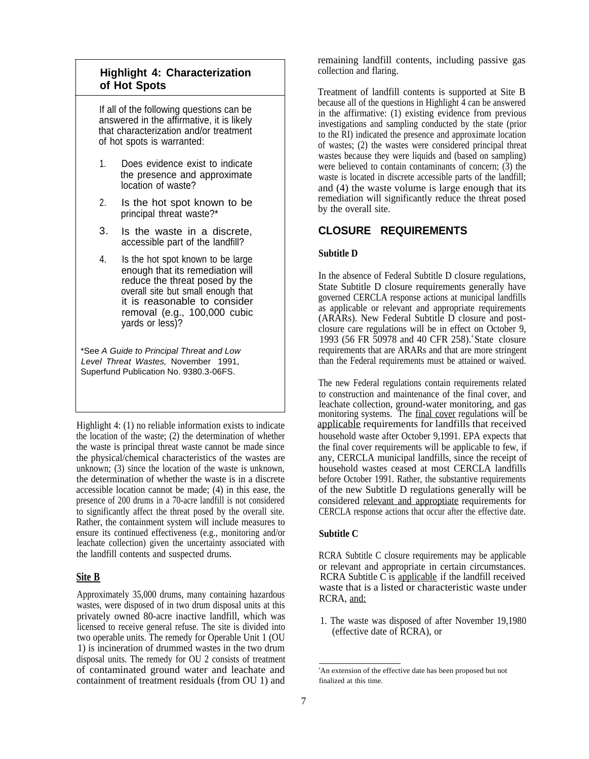### Highlight 4: Characterization of Hot Spots

If all of the following questions can be answered in the affirmative, it is likely that characterization and/or treatment of hot spots is warranted:

1. Does evidence exist to indicate the presence and approximate location of waste?
2. Is the hot spot known to be principal threat waste?*
3. Is the waste in a discrete, accessible part of the landfill?
4. Is the hot spot known to be large enough that its remediation will reduce the threat posed by the overall site but small enough that it is reasonable to consider removal (e.g., 100,000 cubic yards or less)?

*See *A Guide to Principal Threat and Low Level Threat Wastes,* November 1991, Superfund Publication No. 9380.3-06FS.

---

Highlight 4: (1) no reliable information exists to indicate the location of the waste; (2) the determination of whether the waste is principal threat waste cannot be made since the physical/chemical characteristics of the wastes are unknown; (3) since the location of the waste is unknown, the determination of whether the waste is in a discrete accessible location cannot be made; (4) in this ease, the presence of 200 drums in a 70-acre landfill is not considered to significantly affect the threat posed by the overall site. Rather, the containment system will include measures to ensure its continued effectiveness (e.g., monitoring and/or leachate collection) given the uncertainty associated with the landfill contents and suspected drums.

**Site B**

Approximately 35,000 drums, many containing hazardous wastes, were disposed of in two drum disposal units at this privately owned 80-acre inactive landfill, which was licensed to receive general refuse. The site is divided into two operable units. The remedy for Operable Unit 1 (OU 1) is incineration of drummed wastes in the two drum disposal units. The remedy for OU 2 consists of treatment of contaminated ground water and leachate and containment of treatment residuals (from OU 1) and remaining landfill contents, including passive gas collection and flaring.

Treatment of landfill contents is supported at Site B because all of the questions in Highlight 4 can be answered in the affirmative: (1) existing evidence from previous investigations and sampling conducted by the state (prior to the RI) indicated the presence and approximate location of wastes; (2) the wastes were considered principal threat wastes because they were liquids and (based on sampling) were believed to contain contaminants of concern; (3) the waste is located in discrete accessible parts of the landfill; and (4) the waste volume is large enough that its remediation will significantly reduce the threat posed by the overall site.

## CLOSURE REQUIREMENTS

**Subtitle D**

In the absence of Federal Subtitle D closure regulations, State Subtitle D closure requirements generally have governed CERCLA response actions at municipal landfills as applicable or relevant and appropriate requirements (ARARs). New Federal Subtitle D closure and post-closure care regulations will be in effect on October 9, 1993 (56 FR 50978 and 40 CFR 258).[4] State closure requirements that are ARARs and that are more stringent than the Federal requirements must be attained or waived.

The new Federal regulations contain requirements related to construction and maintenance of the final cover, and leachate collection, ground-water monitoring, and gas monitoring systems. The final cover regulations will be applicable requirements for landfills that received household waste after October 9,1991. EPA expects that the final cover requirements will be applicable to few, if any, CERCLA municipal landfills, since the receipt of household wastes ceased at most CERCLA landfills before October 1991. Rather, the substantive requirements of the new Subtitle D regulations generally will be considered relevant and approptiate requirements for CERCLA response actions that occur after the effective date.

**Subtitle C**

RCRA Subtitle C closure requirements may be applicable or relevant and appropriate in certain circumstances. RCRA Subtitle C is applicable if the landfill received waste that is a listed or characteristic waste under RCRA, and:

1. The waste was disposed of after November 19,1980 (effective date of RCRA), or

---

[4]An extension of the effective date has been proposed but not finalized at this time.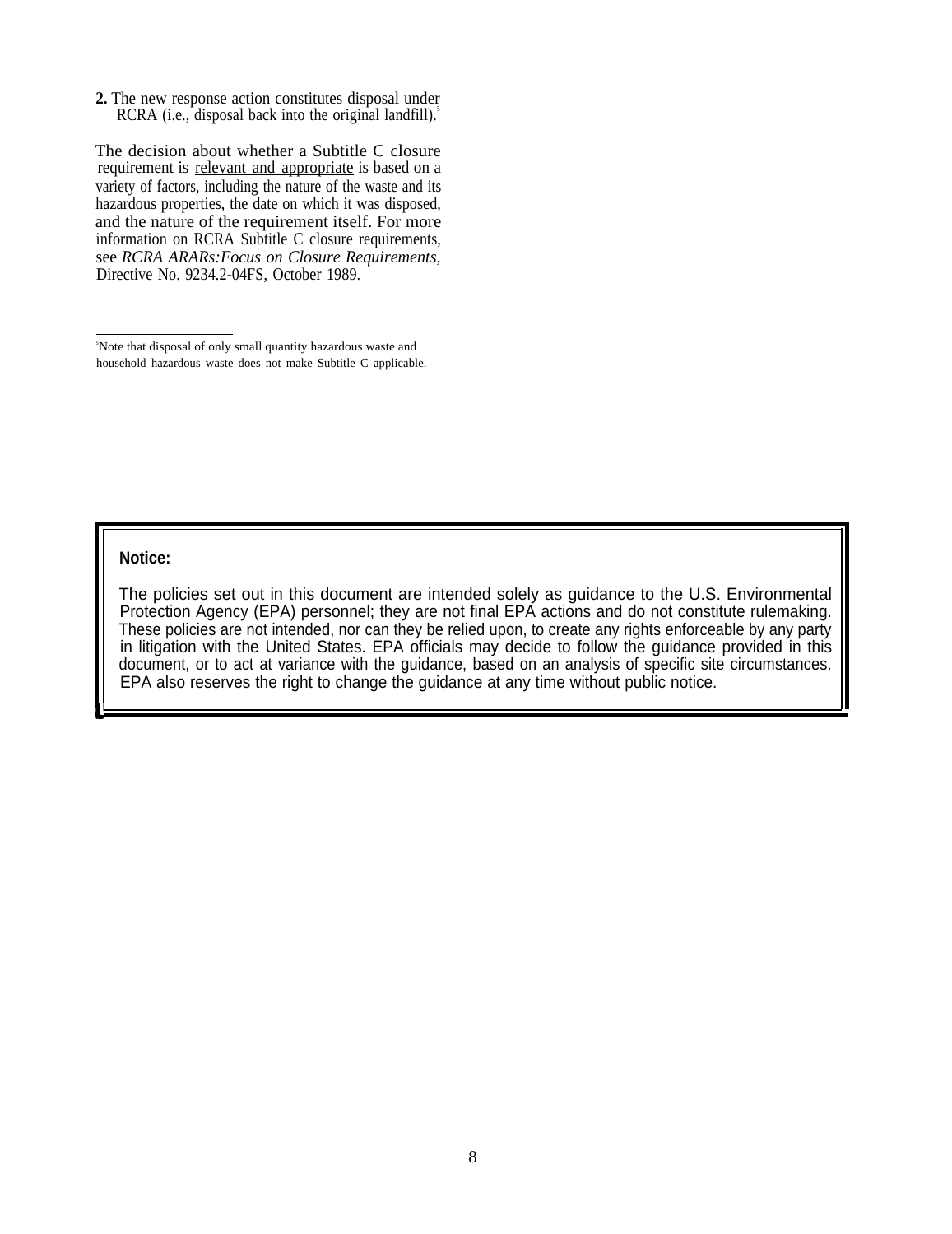2. The new response action constitutes disposal under RCRA (i.e., disposal back into the original landfill).[5]

The decision about whether a Subtitle C closure requirement is relevant and appropriate is based on a variety of factors, including the nature of the waste and its hazardous properties, the date on which it was disposed, and the nature of the requirement itself. For more information on RCRA Subtitle C closure requirements, see *RCRA ARARs:Focus on Closure Requirements*, Directive No. 9234.2-04FS, October 1989.

---

[5] Note that disposal of only small quantity hazardous waste and household hazardous waste does not make Subtitle C applicable.

**Notice:**

The policies set out in this document are intended solely as guidance to the U.S. Environmental Protection Agency (EPA) personnel; they are not final EPA actions and do not constitute rulemaking. These policies are not intended, nor can they be relied upon, to create any rights enforceable by any party in litigation with the United States. EPA officials may decide to follow the guidance provided in this document, or to act at variance with the guidance, based on an analysis of specific site circumstances. EPA also reserves the right to change the guidance at any time without public notice.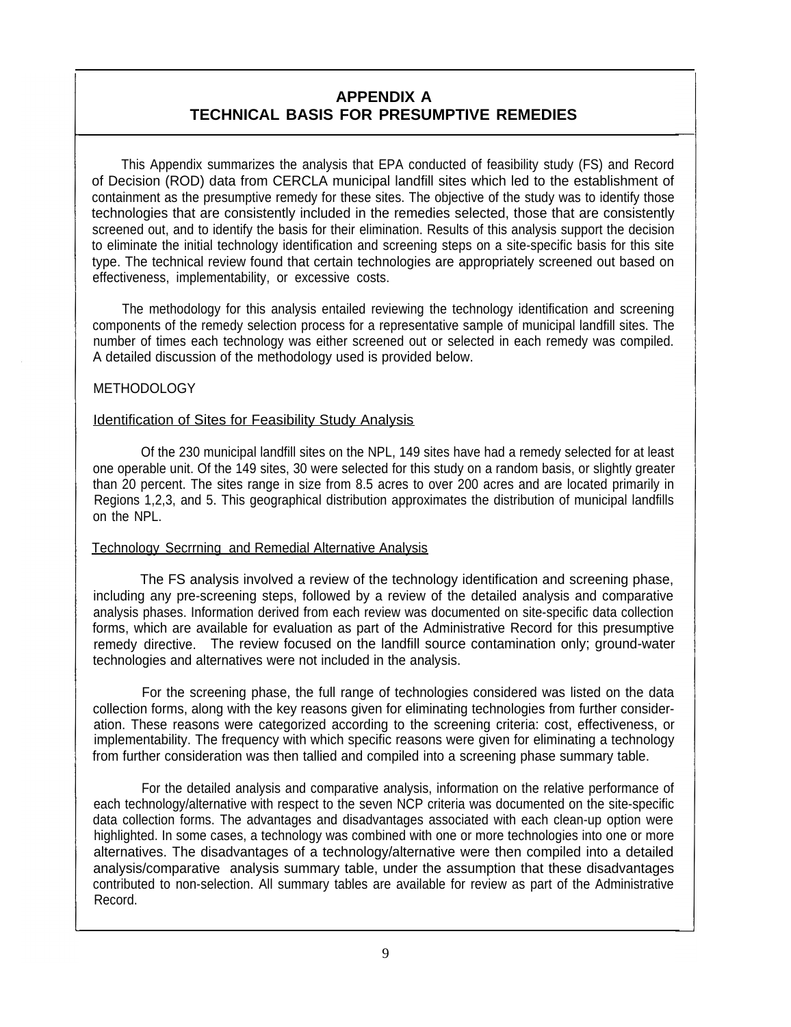# APPENDIX A
# TECHNICAL BASIS FOR PRESUMPTIVE REMEDIES

This Appendix summarizes the analysis that EPA conducted of feasibility study (FS) and Record of Decision (ROD) data from CERCLA municipal landfill sites which led to the establishment of containment as the presumptive remedy for these sites. The objective of the study was to identify those technologies that are consistently included in the remedies selected, those that are consistently screened out, and to identify the basis for their elimination. Results of this analysis support the decision to eliminate the initial technology identification and screening steps on a site-specific basis for this site type. The technical review found that certain technologies are appropriately screened out based on effectiveness, implementability, or excessive costs.

The methodology for this analysis entailed reviewing the technology identification and screening components of the remedy selection process for a representative sample of municipal landfill sites. The number of times each technology was either screened out or selected in each remedy was compiled. A detailed discussion of the methodology used is provided below.

## METHODOLOGY

### Identification of Sites for Feasibility Study Analysis

Of the 230 municipal landfill sites on the NPL, 149 sites have had a remedy selected for at least one operable unit. Of the 149 sites, 30 were selected for this study on a random basis, or slightly greater than 20 percent. The sites range in size from 8.5 acres to over 200 acres and are located primarily in Regions 1,2,3, and 5. This geographical distribution approximates the distribution of municipal landfills on the NPL.

### Technology Secrrning and Remedial Alternative Analysis

The FS analysis involved a review of the technology identification and screening phase, including any pre-screening steps, followed by a review of the detailed analysis and comparative analysis phases. Information derived from each review was documented on site-specific data collection forms, which are available for evaluation as part of the Administrative Record for this presumptive remedy directive. The review focused on the landfill source contamination only; ground-water technologies and alternatives were not included in the analysis.

For the screening phase, the full range of technologies considered was listed on the data collection forms, along with the key reasons given for eliminating technologies from further consideration. These reasons were categorized according to the screening criteria: cost, effectiveness, or implementability. The frequency with which specific reasons were given for eliminating a technology from further consideration was then tallied and compiled into a screening phase summary table.

For the detailed analysis and comparative analysis, information on the relative performance of each technology/alternative with respect to the seven NCP criteria was documented on the site-specific data collection forms. The advantages and disadvantages associated with each clean-up option were highlighted. In some cases, a technology was combined with one or more technologies into one or more alternatives. The disadvantages of a technology/alternative were then compiled into a detailed analysis/comparative analysis summary table, under the assumption that these disadvantages contributed to non-selection. All summary tables are available for review as part of the Administrative Record.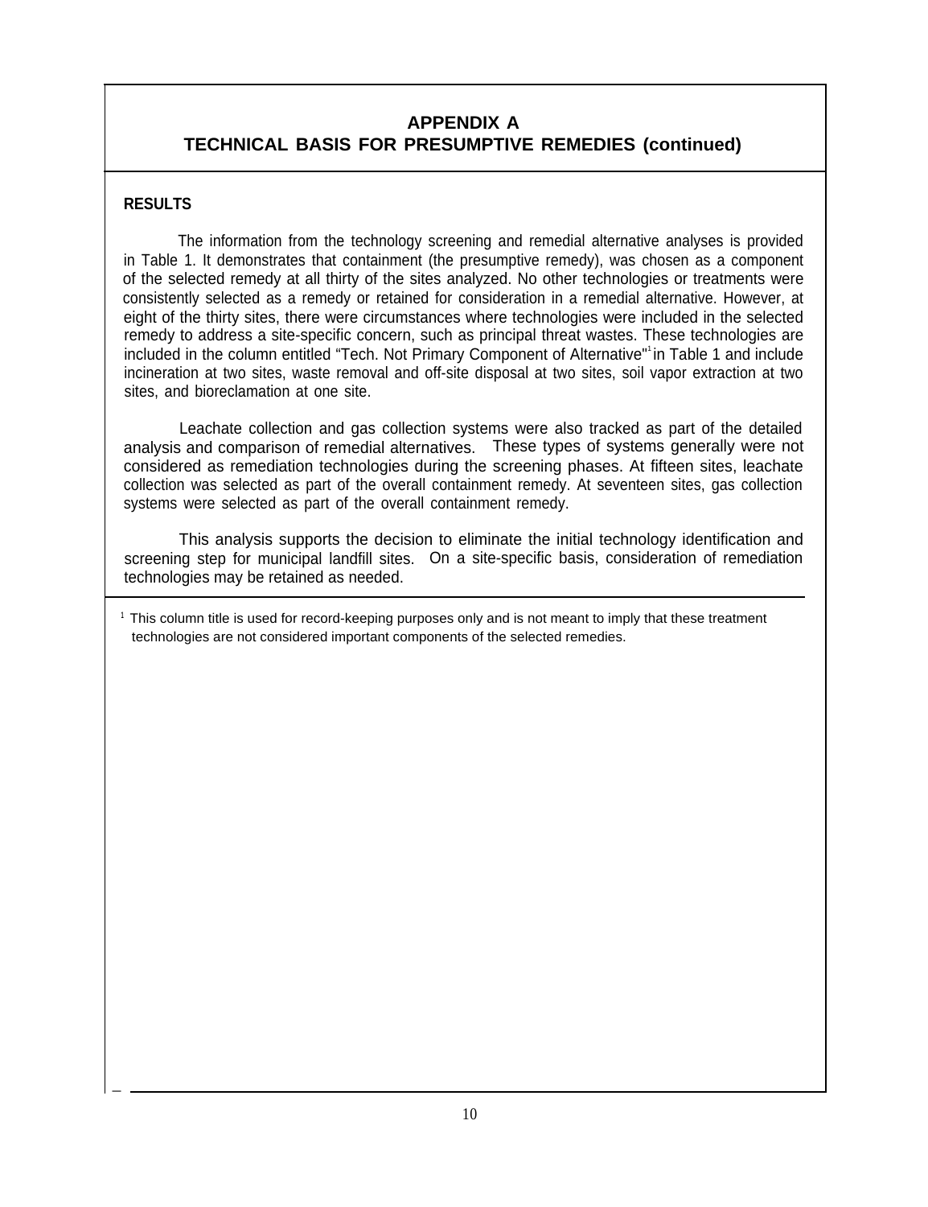## APPENDIX A
## TECHNICAL BASIS FOR PRESUMPTIVE REMEDIES (continued)

**RESULTS**

The information from the technology screening and remedial alternative analyses is provided in Table 1. It demonstrates that containment (the presumptive remedy), was chosen as a component of the selected remedy at all thirty of the sites analyzed. No other technologies or treatments were consistently selected as a remedy or retained for consideration in a remedial alternative. However, at eight of the thirty sites, there were circumstances where technologies were included in the selected remedy to address a site-specific concern, such as principal threat wastes. These technologies are included in the column entitled "Tech. Not Primary Component of Alternative"[1] in Table 1 and include incineration at two sites, waste removal and off-site disposal at two sites, soil vapor extraction at two sites, and bioreclamation at one site.

Leachate collection and gas collection systems were also tracked as part of the detailed analysis and comparison of remedial alternatives. These types of systems generally were not considered as remediation technologies during the screening phases. At fifteen sites, leachate collection was selected as part of the overall containment remedy. At seventeen sites, gas collection systems were selected as part of the overall containment remedy.

This analysis supports the decision to eliminate the initial technology identification and screening step for municipal landfill sites. On a site-specific basis, consideration of remediation technologies may be retained as needed.

[1] This column title is used for record-keeping purposes only and is not meant to imply that these treatment technologies are not considered important components of the selected remedies.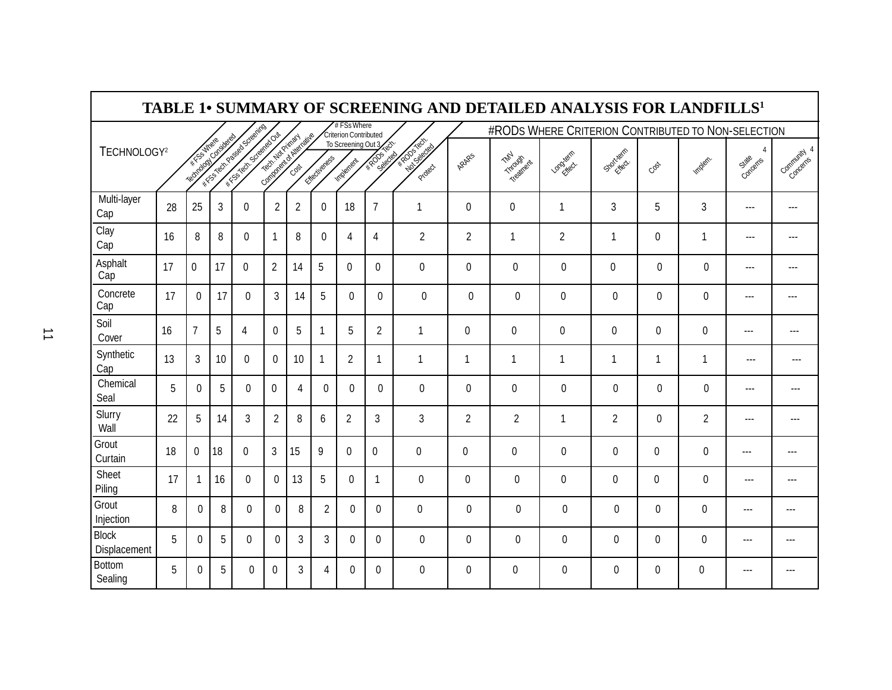# TABLE 1• SUMMARY OF SCREENING AND DETAILED ANALYSIS FOR LANDFILLS[1]

| Technology[2] | # FSs Where Technology Considered | # FSs Tech. Passed Screening | # FSs Tech. Screened Out | Tech. Not Primary Component of Alternative | # FSs Where Criterion Contributed To Screening Out[3]: Cost | Effectiveness | Implement. | # RODs Tech. Selected | # RODs Tech. Not Selected | #RODs Where Criterion Contributed to Non-selection: Protect | ARARs | TMV Through Treatment | Long-term Effect. | Short-term Effect. | Cost | Implem. | State Concerns[4] | Community Concerns[4] |
|---|---|---|---|---|---|---|---|---|---|---|---|---|---|---|---|---|---|---|
| Multi-layer Cap | 28 | 25 | 3 | 0 | 2 | 2 | 0 | 18 | 7 | 1 | 0 | 0 | 1 | 3 | 5 | 3 | --- | --- |
| Clay Cap | 16 | 8 | 8 | 0 | 1 | 8 | 0 | 4 | 4 | 2 | 2 | 1 | 2 | 1 | 0 | 1 | --- | --- |
| Asphalt Cap | 17 | 0 | 17 | 0 | 2 | 14 | 5 | 0 | 0 | 0 | 0 | 0 | 0 | 0 | 0 | 0 | --- | --- |
| Concrete Cap | 17 | 0 | 17 | 0 | 3 | 14 | 5 | 0 | 0 | 0 | 0 | 0 | 0 | 0 | 0 | 0 | --- | --- |
| Soil Cover | 16 | 7 | 5 | 4 | 0 | 5 | 1 | 5 | 2 | 1 | 0 | 0 | 0 | 0 | 0 | 0 | --- | --- |
| Synthetic Cap | 13 | 3 | 10 | 0 | 0 | 10 | 1 | 2 | 1 | 1 | 1 | 1 | 1 | 1 | 1 | 1 | --- | --- |
| Chemical Seal | 5 | 0 | 5 | 0 | 0 | 4 | 0 | 0 | 0 | 0 | 0 | 0 | 0 | 0 | 0 | 0 | --- | --- |
| Slurry Wall | 22 | 5 | 14 | 3 | 2 | 8 | 6 | 2 | 3 | 3 | 2 | 2 | 1 | 2 | 0 | 2 | --- | --- |
| Grout Curtain | 18 | 0 | 18 | 0 | 3 | 15 | 9 | 0 | 0 | 0 | 0 | 0 | 0 | 0 | 0 | 0 | --- | --- |
| Sheet Piling | 17 | 1 | 16 | 0 | 0 | 13 | 5 | 0 | 1 | 0 | 0 | 0 | 0 | 0 | 0 | 0 | --- | --- |
| Grout Injection | 8 | 0 | 8 | 0 | 0 | 8 | 2 | 0 | 0 | 0 | 0 | 0 | 0 | 0 | 0 | 0 | --- | --- |
| Block Displacement | 5 | 0 | 5 | 0 | 0 | 3 | 3 | 0 | 0 | 0 | 0 | 0 | 0 | 0 | 0 | 0 | --- | --- |
| Bottom Sealing | 5 | 0 | 5 | 0 | 0 | 3 | 4 | 0 | 0 | 0 | 0 | 0 | 0 | 0 | 0 | 0 | --- | --- |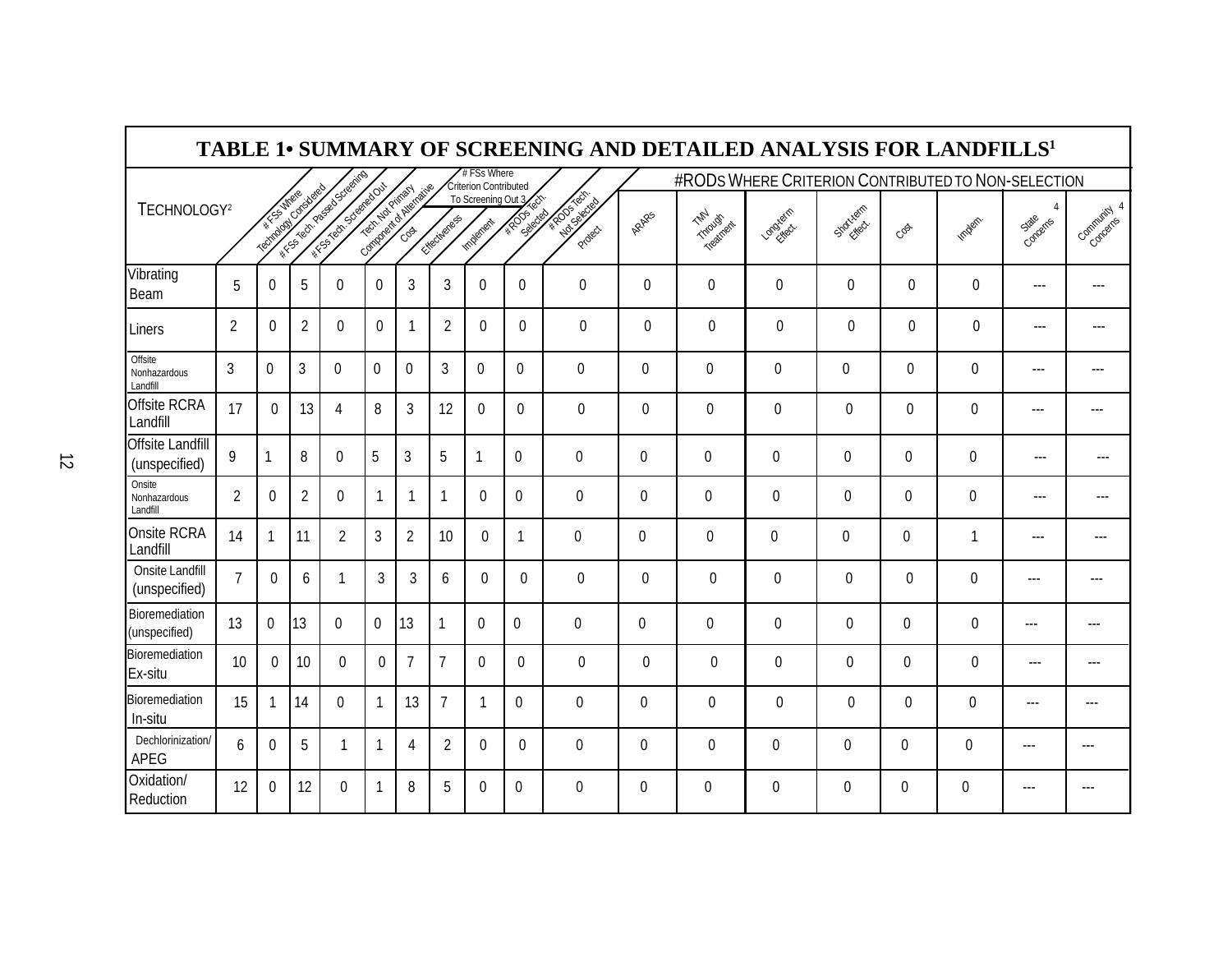# TABLE 1• SUMMARY OF SCREENING AND DETAILED ANALYSIS FOR LANDFILLS[1]

| TECHNOLOGY[2] | # FSs Where Technology Considered | # FSs Tech. Passed Screening | # FSs Tech. Screened Out | Tech. Not Primary Component of Alternative | # FSs Where Criterion Contributed To Screening Out[3]: Cost | Effectiveness | Implement | # RODs Tech. Selected | # RODs Tech. Not Selected | #RODs Where Criterion Contributed to Non-selection: Protect | ARARs | TMV Through Treatment | Long-term Effect. | Short-term Effect. | Cost | Implem. | State Concerns[4] | Community Concerns[4] |
|---|---|---|---|---|---|---|---|---|---|---|---|---|---|---|---|---|---|---|
| Vibrating Beam | 5 | 0 | 5 | 0 | 0 | 3 | 3 | 0 | 0 | 0 | 0 | 0 | 0 | 0 | 0 | 0 | --- | --- |
| Liners | 2 | 0 | 2 | 0 | 0 | 1 | 2 | 0 | 0 | 0 | 0 | 0 | 0 | 0 | 0 | 0 | --- | --- |
| Offsite Nonhazardous Landfill | 3 | 0 | 3 | 0 | 0 | 0 | 3 | 0 | 0 | 0 | 0 | 0 | 0 | 0 | 0 | 0 | --- | --- |
| Offsite RCRA Landfill | 17 | 0 | 13 | 4 | 8 | 3 | 12 | 0 | 0 | 0 | 0 | 0 | 0 | 0 | 0 | 0 | --- | --- |
| Offsite Landfill (unspecified) | 9 | 1 | 8 | 0 | 5 | 3 | 5 | 1 | 0 | 0 | 0 | 0 | 0 | 0 | 0 | 0 | --- | --- |
| Onsite Nonhazardous Landfill | 2 | 0 | 2 | 0 | 1 | 1 | 1 | 0 | 0 | 0 | 0 | 0 | 0 | 0 | 0 | 0 | --- | --- |
| Onsite RCRA Landfill | 14 | 1 | 11 | 2 | 3 | 2 | 10 | 0 | 1 | 0 | 0 | 0 | 0 | 0 | 0 | 1 | --- | --- |
| Onsite Landfill (unspecified) | 7 | 0 | 6 | 1 | 3 | 3 | 6 | 0 | 0 | 0 | 0 | 0 | 0 | 0 | 0 | 0 | --- | --- |
| Bioremediation (unspecified) | 13 | 0 | 13 | 0 | 0 | 13 | 1 | 0 | 0 | 0 | 0 | 0 | 0 | 0 | 0 | 0 | --- | --- |
| Bioremediation Ex-situ | 10 | 0 | 10 | 0 | 0 | 7 | 7 | 0 | 0 | 0 | 0 | 0 | 0 | 0 | 0 | 0 | --- | --- |
| Bioremediation In-situ | 15 | 1 | 14 | 0 | 1 | 13 | 7 | 1 | 0 | 0 | 0 | 0 | 0 | 0 | 0 | 0 | --- | --- |
| Dechlorinization/ APEG | 6 | 0 | 5 | 1 | 1 | 4 | 2 | 0 | 0 | 0 | 0 | 0 | 0 | 0 | 0 | 0 | --- | --- |
| Oxidation/ Reduction | 12 | 0 | 12 | 0 | 1 | 8 | 5 | 0 | 0 | 0 | 0 | 0 | 0 | 0 | 0 | 0 | --- | --- |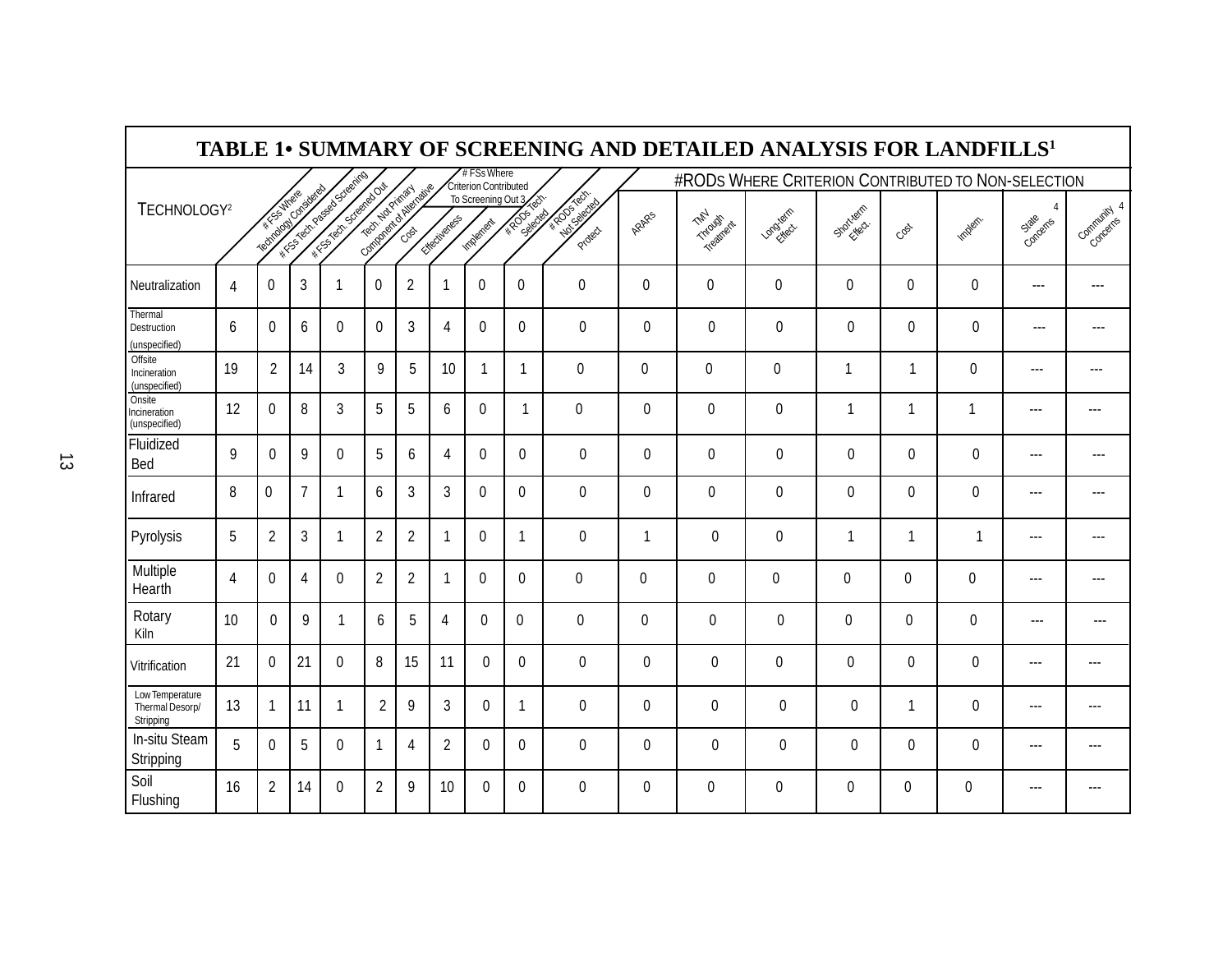# TABLE 1• SUMMARY OF SCREENING AND DETAILED ANALYSIS FOR LANDFILLS[1]

| Technology[2] | # FSs Where Technology Considered | # FSs Tech. Passed Screening | # FSs Tech. Screened Out | Tech. Not Primary Component of Alternative | # FSs Where Criterion Contributed To Screening Out[3]: Cost | Effectiveness | Implement. | # RODs Tech. Selected | # RODs Tech. Not Selected | #RODs Where Criterion Contributed to Non-selection: Protect | ARARs | TMV Through Treatment | Long-term Effect. | Short-term Effect. | Cost | Implem. | State Concerns[4] | Community Concerns[4] |
|---|---|---|---|---|---|---|---|---|---|---|---|---|---|---|---|---|---|---|
| Neutralization | 4 | 0 | 3 | 1 | 0 | 2 | 1 | 0 | 0 | 0 | 0 | 0 | 0 | 0 | 0 | 0 | --- | --- |
| Thermal Destruction (unspecified) | 6 | 0 | 6 | 0 | 0 | 3 | 4 | 0 | 0 | 0 | 0 | 0 | 0 | 0 | 0 | 0 | --- | --- |
| Offsite Incineration (unspecified) | 19 | 2 | 14 | 3 | 9 | 5 | 10 | 1 | 1 | 0 | 0 | 0 | 0 | 1 | 1 | 0 | --- | --- |
| Onsite Incineration (unspecified) | 12 | 0 | 8 | 3 | 5 | 5 | 6 | 0 | 1 | 0 | 0 | 0 | 0 | 1 | 1 | 1 | --- | --- |
| Fluidized Bed | 9 | 0 | 9 | 0 | 5 | 6 | 4 | 0 | 0 | 0 | 0 | 0 | 0 | 0 | 0 | 0 | --- | --- |
| Infrared | 8 | 0 | 7 | 1 | 6 | 3 | 3 | 0 | 0 | 0 | 0 | 0 | 0 | 0 | 0 | 0 | --- | --- |
| Pyrolysis | 5 | 2 | 3 | 1 | 2 | 2 | 1 | 0 | 1 | 0 | 1 | 0 | 0 | 1 | 1 | 1 | --- | --- |
| Multiple Hearth | 4 | 0 | 4 | 0 | 2 | 2 | 1 | 0 | 0 | 0 | 0 | 0 | 0 | 0 | 0 | 0 | --- | --- |
| Rotary Kiln | 10 | 0 | 9 | 1 | 6 | 5 | 4 | 0 | 0 | 0 | 0 | 0 | 0 | 0 | 0 | 0 | --- | --- |
| Vitrification | 21 | 0 | 21 | 0 | 8 | 15 | 11 | 0 | 0 | 0 | 0 | 0 | 0 | 0 | 0 | 0 | --- | --- |
| Low Temperature Thermal Desorp/ Stripping | 13 | 1 | 11 | 1 | 2 | 9 | 3 | 0 | 1 | 0 | 0 | 0 | 0 | 0 | 1 | 0 | --- | --- |
| In-situ Steam Stripping | 5 | 0 | 5 | 0 | 1 | 4 | 2 | 0 | 0 | 0 | 0 | 0 | 0 | 0 | 0 | 0 | --- | --- |
| Soil Flushing | 16 | 2 | 14 | 0 | 2 | 9 | 10 | 0 | 0 | 0 | 0 | 0 | 0 | 0 | 0 | 0 | --- | --- |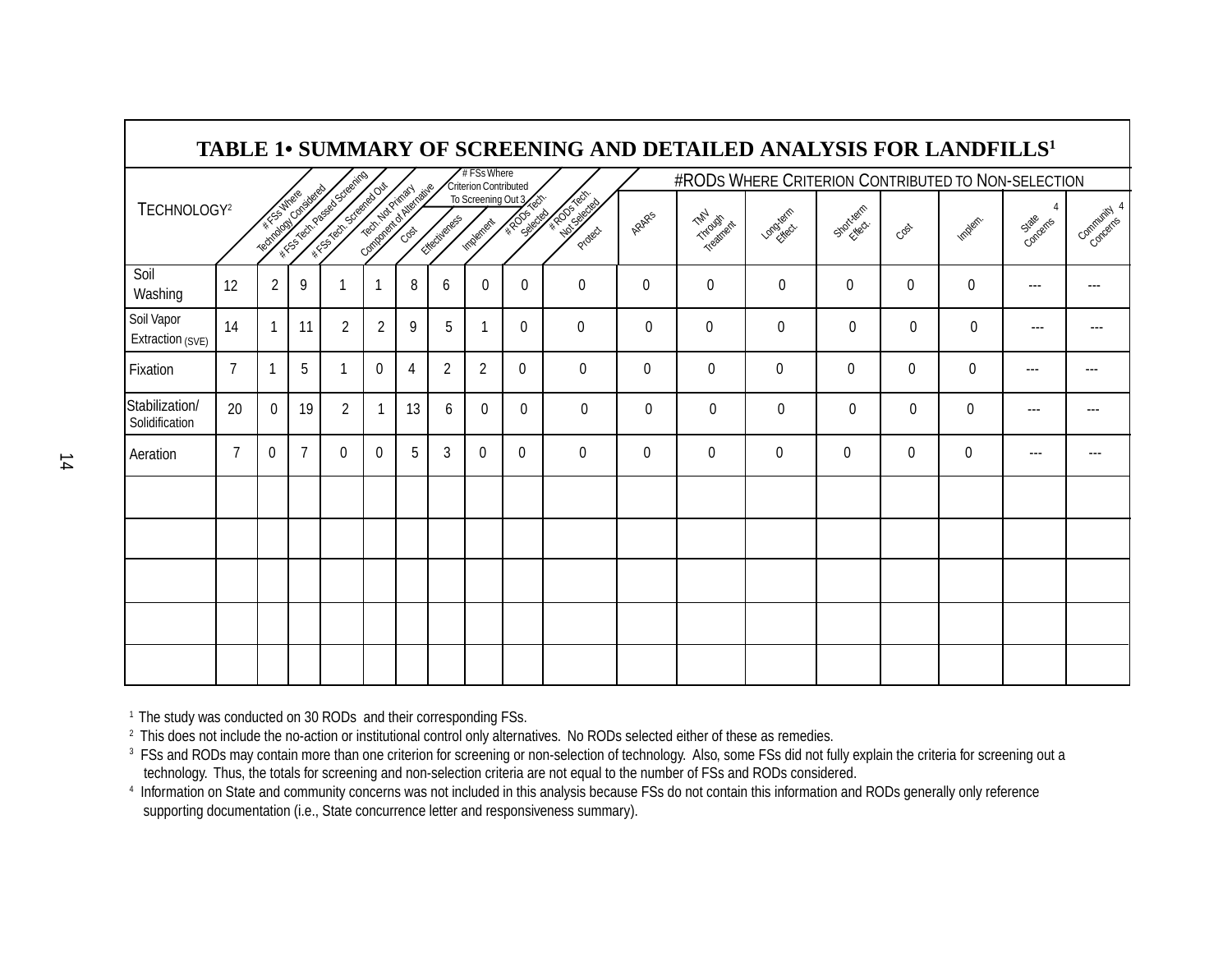# TABLE 1• SUMMARY OF SCREENING AND DETAILED ANALYSIS FOR LANDFILLS[1]

| Technology[2] | # FSs Where Technology Considered | # FSs Tech. Passed Screening | # FSs Tech. Screened Out | Tech. Not Primary Component of Alternative | # FSs Where Criterion Contributed To Screening Out[3] | | | # RODs Tech. Selected | # RODs Tech. Not Selected | #RODs Where Criterion Contributed to Non-selection | | | | | | | | |
|---|---|---|---|---|---|---|---|---|---|---|---|---|---|---|---|---|---|---|
| | | | | | Cost | Effectiveness | Implement | | | Protect | ARARs | TMV Through Treatment | Long-term Effect. | Short-term Effect. | Cost | Implem. | State Concerns[4] | Community Concerns[4] |
| Soil Washing | 12 | 2 | 9 | 1 | 1 | 8 | 6 | 0 | 0 | 0 | 0 | 0 | 0 | 0 | 0 | 0 | --- | --- |
| Soil Vapor Extraction (SVE) | 14 | 1 | 11 | 2 | 2 | 9 | 5 | 1 | 0 | 0 | 0 | 0 | 0 | 0 | 0 | 0 | --- | --- |
| Fixation | 7 | 1 | 5 | 1 | 0 | 4 | 2 | 2 | 0 | 0 | 0 | 0 | 0 | 0 | 0 | 0 | --- | --- |
| Stabilization/ Solidification | 20 | 0 | 19 | 2 | 1 | 13 | 6 | 0 | 0 | 0 | 0 | 0 | 0 | 0 | 0 | 0 | --- | --- |
| Aeration | 7 | 0 | 7 | 0 | 0 | 5 | 3 | 0 | 0 | 0 | 0 | 0 | 0 | 0 | 0 | 0 | --- | --- |

[1] The study was conducted on 30 RODs and their corresponding FSs.

[2] This does not include the no-action or institutional control only alternatives. No RODs selected either of these as remedies.

[3] FSs and RODs may contain more than one criterion for screening or non-selection of technology. Also, some FSs did not fully explain the criteria for screening out a technology. Thus, the totals for screening and non-selection criteria are not equal to the number of FSs and RODs considered.

[4] Information on State and community concerns was not included in this analysis because FSs do not contain this information and RODs generally only reference supporting documentation (i.e., State concurrence letter and responsiveness summary).